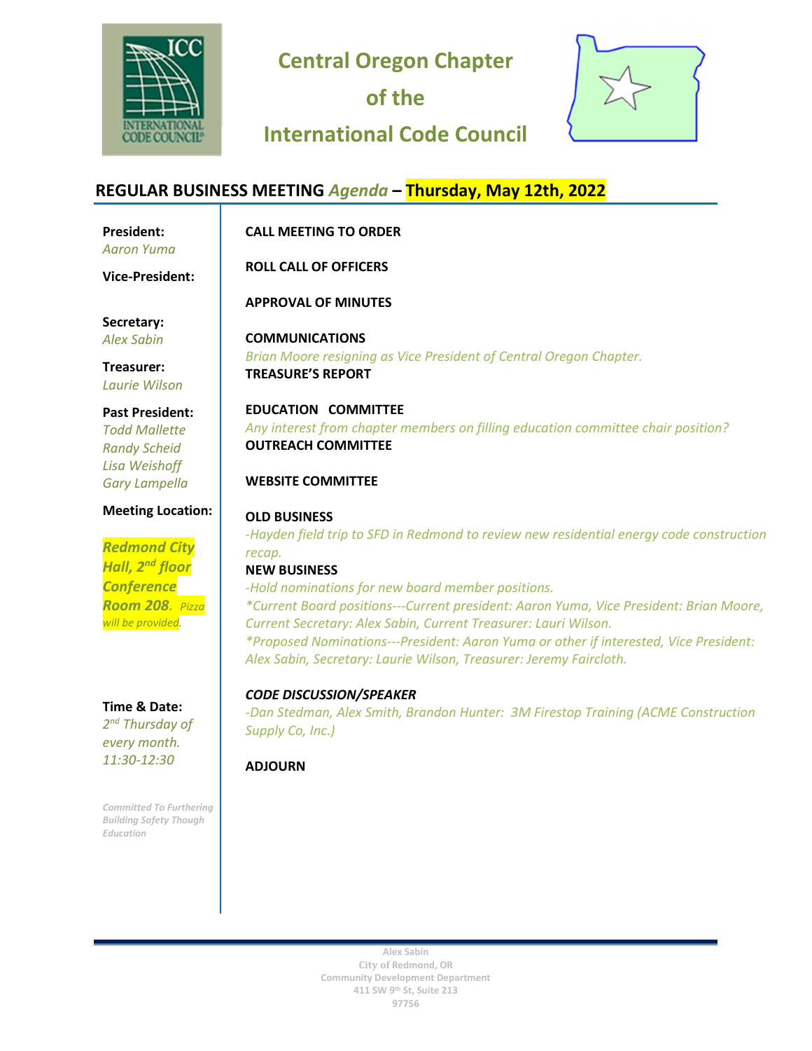# Central Oregon Chapter of the International Code Council

## REGULAR BUSINESS MEETING *Agenda* – Thursday, May 12th, 2022

**President:**
*Aaron Yuma*

**Vice-President:**

**Secretary:**
*Alex Sabin*

**Treasurer:**
*Laurie Wilson*

**Past President:**
*Todd Mallette*
*Randy Scheid*
*Lisa Weishoff*
*Gary Lampella*

**Meeting Location:**

***Redmond City Hall, 2nd floor Conference Room 208****. Pizza will be provided.*

**Time & Date:**
*2nd Thursday of every month. 11:30-12:30*

*Committed To Furthering Building Safety Though Education*

**CALL MEETING TO ORDER**

**ROLL CALL OF OFFICERS**

**APPROVAL OF MINUTES**

**COMMUNICATIONS**
*Brian Moore resigning as Vice President of Central Oregon Chapter.*

**TREASURE'S REPORT**

**EDUCATION COMMITTEE**
*Any interest from chapter members on filling education committee chair position?*

**OUTREACH COMMITTEE**

**WEBSITE COMMITTEE**

**OLD BUSINESS**
*-Hayden field trip to SFD in Redmond to review new residential energy code construction recap.*

**NEW BUSINESS**
*-Hold nominations for new board member positions.*
*\*Current Board positions---Current president: Aaron Yuma, Vice President: Brian Moore, Current Secretary: Alex Sabin, Current Treasurer: Lauri Wilson.*
*\*Proposed Nominations---President: Aaron Yuma or other if interested, Vice President: Alex Sabin, Secretary: Laurie Wilson, Treasurer: Jeremy Faircloth.*

***CODE DISCUSSION/SPEAKER***
*-Dan Stedman, Alex Smith, Brandon Hunter: 3M Firestop Training (ACME Construction Supply Co, Inc.)*

**ADJOURN**

Alex Sabin
City of Redmond, OR
Community Development Department
411 SW 9th St, Suite 213
97756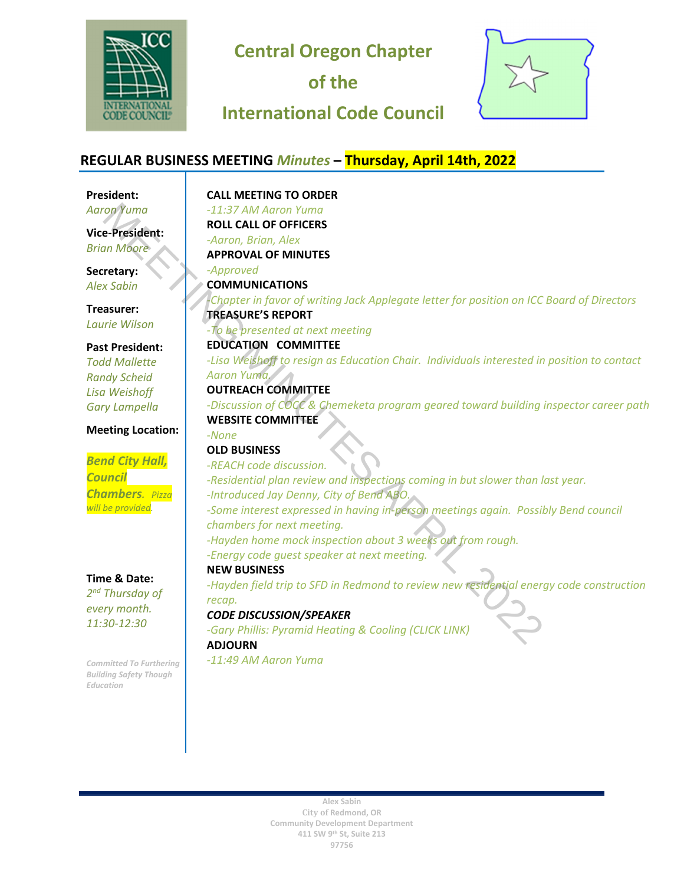# Central Oregon Chapter of the International Code Council

## REGULAR BUSINESS MEETING *Minutes* – Thursday, April 14th, 2022

**President:**
*Aaron Yuma*

**Vice-President:**
*Brian Moore*

**Secretary:**
*Alex Sabin*

**Treasurer:**
*Laurie Wilson*

**Past President:**
*Todd Mallette*
*Randy Scheid*
*Lisa Weishoff*
*Gary Lampella*

**Meeting Location:**

***Bend City Hall, Council Chambers**. Pizza will be provided.*

**Time & Date:**
*2nd Thursday of every month. 11:30-12:30*

*Committed To Furthering Building Safety Though Education*

**CALL MEETING TO ORDER**
*-11:37 AM Aaron Yuma*

**ROLL CALL OF OFFICERS**
*-Aaron, Brian, Alex*

**APPROVAL OF MINUTES**
*-Approved*

**COMMUNICATIONS**
*-Chapter in favor of writing Jack Applegate letter for position on ICC Board of Directors*

**TREASURE'S REPORT**
*-To be presented at next meeting*

**EDUCATION COMMITTEE**
*-Lisa Weishoff to resign as Education Chair. Individuals interested in position to contact Aaron Yuma.*

**OUTREACH COMMITTEE**
*-Discussion of COCC & Chemeketa program geared toward building inspector career path*

**WEBSITE COMMITTEE**
*-None*

**OLD BUSINESS**
*-REACH code discussion.*
*-Residential plan review and inspections coming in but slower than last year.*
*-Introduced Jay Denny, City of Bend ABO.*
*-Some interest expressed in having in-person meetings again. Possibly Bend council chambers for next meeting.*
*-Hayden home mock inspection about 3 weeks out from rough.*
*-Energy code guest speaker at next meeting.*

**NEW BUSINESS**
*-Hayden field trip to SFD in Redmond to review new residential energy code construction recap.*

***CODE DISCUSSION/SPEAKER***
*-Gary Phillis: Pyramid Heating & Cooling (CLICK LINK)*

**ADJOURN**
*-11:49 AM Aaron Yuma*

MEETING MINUTES APRIL 2022

Alex Sabin
City of Redmond, OR
Community Development Department
411 SW 9th St, Suite 213
97756